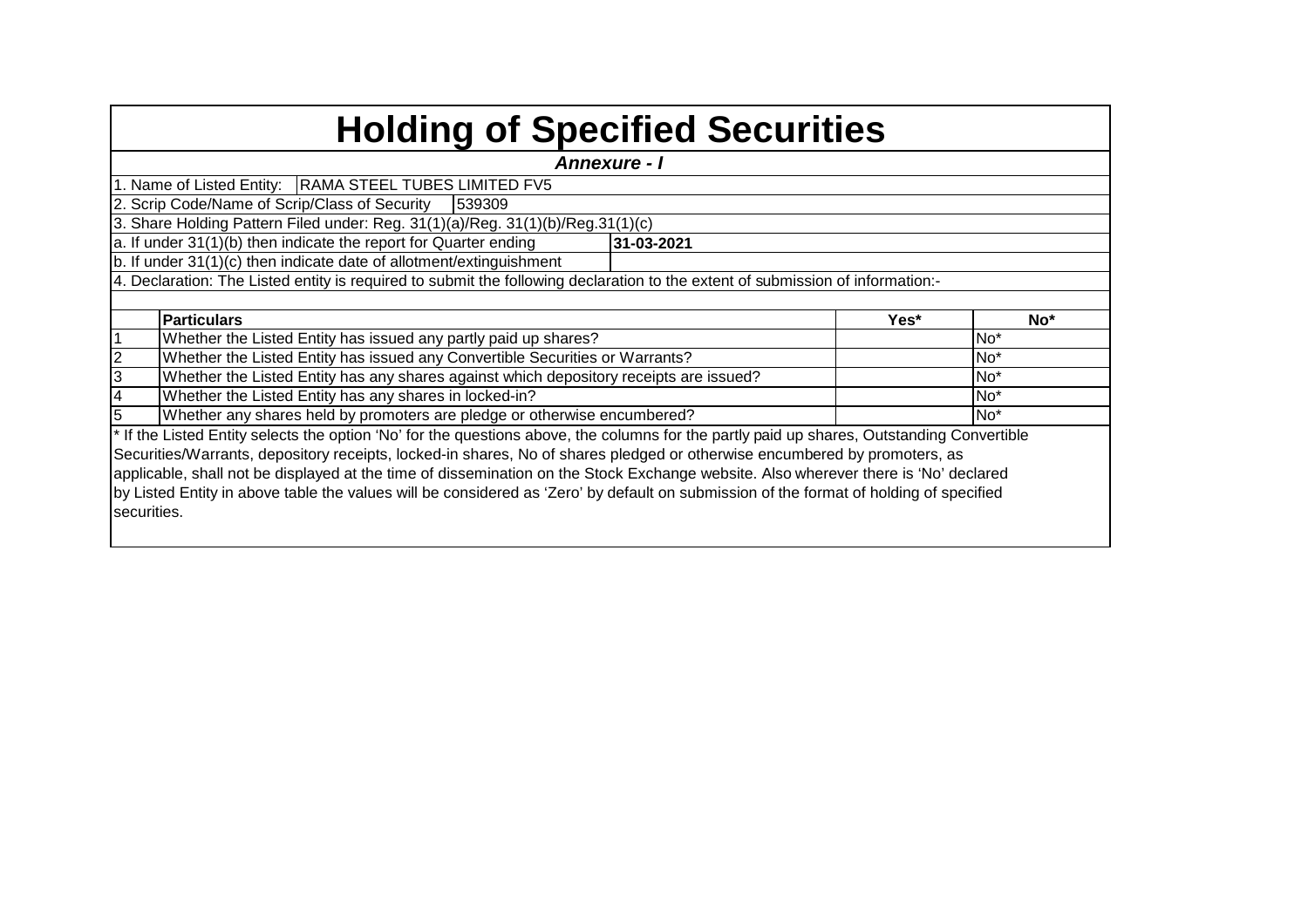# Holding of Specified Securities

***Annexure - I***

1. Name of Listed Entity: RAMA STEEL TUBES LIMITED FV5
2. Scrip Code/Name of Scrip/Class of Security 539309
3. Share Holding Pattern Filed under: Reg. 31(1)(a)/Reg. 31(1)(b)/Reg.31(1)(c)

a. If under 31(1)(b) then indicate the report for Quarter ending **31-03-2021**

b. If under 31(1)(c) then indicate date of allotment/extinguishment

4. Declaration: The Listed entity is required to submit the following declaration to the extent of submission of information:-

| | **Particulars** | **Yes*** | **No*** |
|---|---|---|---|
| 1 | Whether the Listed Entity has issued any partly paid up shares? | | No* |
| 2 | Whether the Listed Entity has issued any Convertible Securities or Warrants? | | No* |
| 3 | Whether the Listed Entity has any shares against which depository receipts are issued? | | No* |
| 4 | Whether the Listed Entity has any shares in locked-in? | | No* |
| 5 | Whether any shares held by promoters are pledge or otherwise encumbered? | | No* |

* If the Listed Entity selects the option 'No' for the questions above, the columns for the partly paid up shares, Outstanding Convertible Securities/Warrants, depository receipts, locked-in shares, No of shares pledged or otherwise encumbered by promoters, as applicable, shall not be displayed at the time of dissemination on the Stock Exchange website. Also wherever there is 'No' declared by Listed Entity in above table the values will be considered as 'Zero' by default on submission of the format of holding of specified securities.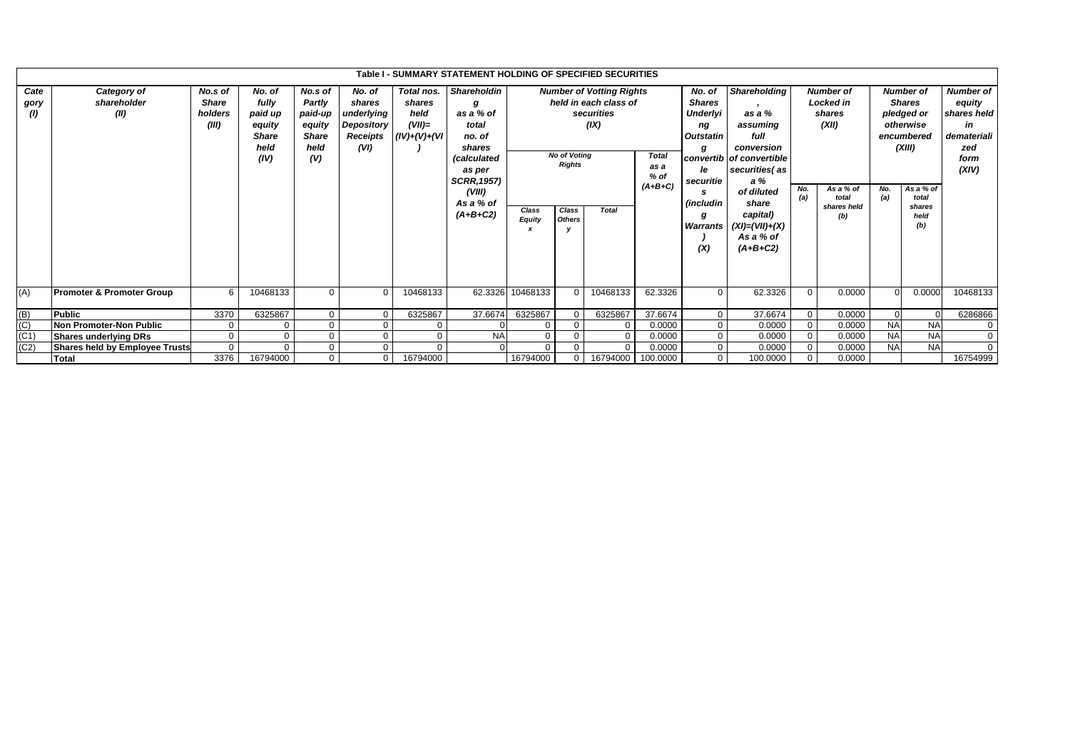| Table I - SUMMARY STATEMENT HOLDING OF SPECIFIED SECURITIES | | | | | | | | | | | | | | | | | | | |
|---|---|---|---|---|---|---|---|---|---|---|---|---|---|---|---|---|---|---|---|
| Category (I) | Category of shareholder (II) | No.s of Share holders (III) | No. of fully paid up equity Share held (IV) | No.s of Partly paid-up equity Share held (V) | No. of shares underlying Depository Receipts (VI) | Total nos. shares held (VII)= (IV)+(V)+(VI) | Shareholding as a % of total no. of shares (calculated as per SCRR,1957) (VIII) As a % of (A+B+C2) | Number of Votting Rights held in each class of securities (IX) | | | | No. of Shares Underlying Outstanting convertible securities (including Warrants) (X) | Shareholding , as a % assuming full conversion of convertible securities( as a % of diluted share capital) (XI)=(VII)+(X) As a % of (A+B+C2) | Number of Locked in shares (XII) | | Number of Shares pledged or otherwise encumbered (XIII) | | Number of equity shares held in dematerialized form (XIV) |
| | | | | | | | | No of Voting Rights | | | Total as a % of (A+B+C) | | | | | | | |
| | | | | | | | | Class Equity x | Class Others y | Total | | | | No. (a) | As a % of total shares held (b) | No. (a) | As a % of total shares held (b) | |
| (A) | **Promoter & Promoter Group** | 6 | 10468133 | 0 | 0 | 10468133 | 62.3326 | 10468133 | 0 | 10468133 | 62.3326 | 0 | 62.3326 | 0 | 0.0000 | 0 | 0.0000 | 10468133 |
| (B) | **Public** | 3370 | 6325867 | 0 | 0 | 6325867 | 37.6674 | 6325867 | 0 | 6325867 | 37.6674 | 0 | 37.6674 | 0 | 0.0000 | 0 | 0 | 6286866 |
| (C) | **Non Promoter-Non Public** | 0 | 0 | 0 | 0 | 0 | 0 | 0 | 0 | 0 | 0.0000 | 0 | 0.0000 | 0 | 0.0000 | NA | NA | 0 |
| (C1) | **Shares underlying DRs** | 0 | 0 | 0 | 0 | 0 | NA | 0 | 0 | 0 | 0.0000 | 0 | 0.0000 | 0 | 0.0000 | NA | NA | 0 |
| (C2) | **Shares held by Employee Trusts** | 0 | 0 | 0 | 0 | 0 | 0 | 0 | 0 | 0 | 0.0000 | 0 | 0.0000 | 0 | 0.0000 | NA | NA | 0 |
| | **Total** | 3376 | 16794000 | 0 | 0 | 16794000 | | 16794000 | 0 | 16794000 | 100.0000 | 0 | 100.0000 | 0 | 0.0000 | | | 16754999 |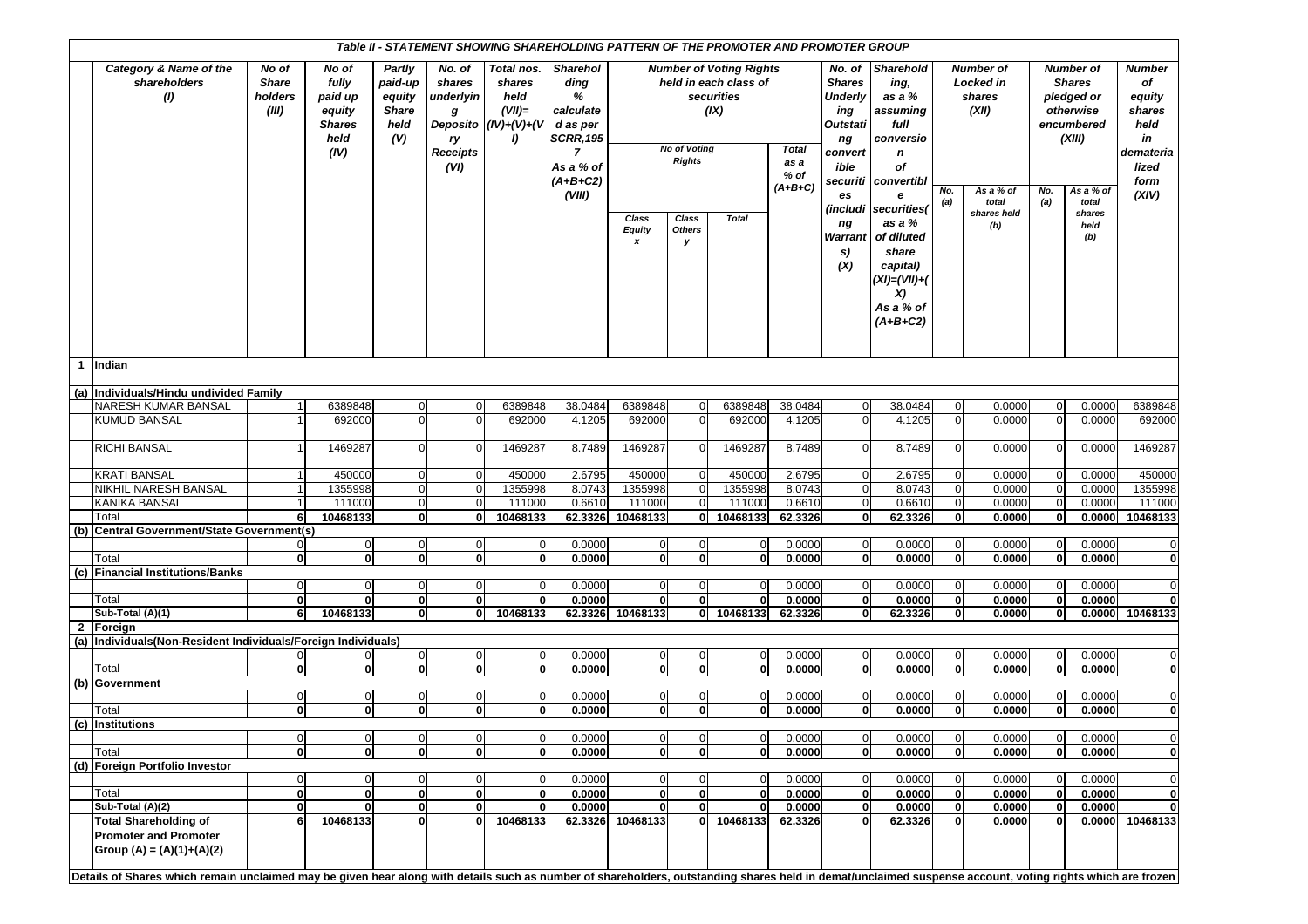# Table II - STATEMENT SHOWING SHAREHOLDING PATTERN OF THE PROMOTER AND PROMOTER GROUP

| | Category & Name of the shareholders (I) | No of Share holders (III) | No of fully paid up equity Shares held (IV) | Partly paid-up equity Share held (V) | No. of shares underlying Depository Receipts (VI) | Total nos. shares held (VII)=(IV)+(V)+(VI) | Shareholding % calculated as per SCRR,1957 As a % of (A+B+C2) (VIII) | Number of Voting Rights held in each class of securities (IX) | | | | No. of Shares Underlying Outstanding convertible securities (including Warrants) (X) | Shareholding, as a % assuming full conversion of convertible securities( as a % of diluted share capital) (XI)=(VII)+(X) As a % of (A+B+C2) | Number of Locked in shares (XII) | | Number of Shares pledged or otherwise encumbered (XIII) | | Number of equity shares held in dematerialized form (XIV) |
|---|---|---|---|---|---|---|---|---|---|---|---|---|---|---|---|---|---|---|
| | | | | | | | | No of Voting Rights | | | Total as a % of (A+B+C) | | | No. (a) | As a % of total shares held (b) | No. (a) | As a % of total shares held (b) | |
| | | | | | | | | Class Equity x | Class Others y | Total | | | | | | | | |
| 1 | **Indian** | | | | | | | | | | | | | | | | | |
| (a) | **Individuals/Hindu undivided Family** | | | | | | | | | | | | | | | | | |
| | NARESH KUMAR BANSAL | 1 | 6389848 | 0 | 0 | 6389848 | 38.0484 | 6389848 | 0 | 6389848 | 38.0484 | 0 | 38.0484 | 0 | 0.0000 | 0 | 0.0000 | 6389848 |
| | KUMUD BANSAL | 1 | 692000 | 0 | 0 | 692000 | 4.1205 | 692000 | 0 | 692000 | 4.1205 | 0 | 4.1205 | 0 | 0.0000 | 0 | 0.0000 | 692000 |
| | RICHI BANSAL | 1 | 1469287 | 0 | 0 | 1469287 | 8.7489 | 1469287 | 0 | 1469287 | 8.7489 | 0 | 8.7489 | 0 | 0.0000 | 0 | 0.0000 | 1469287 |
| | KRATI BANSAL | 1 | 450000 | 0 | 0 | 450000 | 2.6795 | 450000 | 0 | 450000 | 2.6795 | 0 | 2.6795 | 0 | 0.0000 | 0 | 0.0000 | 450000 |
| | NIKHIL NARESH BANSAL | 1 | 1355998 | 0 | 0 | 1355998 | 8.0743 | 1355998 | 0 | 1355998 | 8.0743 | 0 | 8.0743 | 0 | 0.0000 | 0 | 0.0000 | 1355998 |
| | KANIKA BANSAL | 1 | 111000 | 0 | 0 | 111000 | 0.6610 | 111000 | 0 | 111000 | 0.6610 | 0 | 0.6610 | 0 | 0.0000 | 0 | 0.0000 | 111000 |
| | Total | **6** | **10468133** | **0** | **0** | **10468133** | **62.3326** | **10468133** | **0** | **10468133** | **62.3326** | **0** | **62.3326** | **0** | **0.0000** | **0** | **0.0000** | **10468133** |
| (b) | **Central Government/State Government(s)** | | | | | | | | | | | | | | | | | |
| | | 0 | 0 | 0 | 0 | 0 | 0.0000 | 0 | 0 | 0 | 0.0000 | 0 | 0.0000 | 0 | 0.0000 | 0 | 0.0000 | 0 |
| | Total | **0** | **0** | **0** | **0** | **0** | **0.0000** | **0** | **0** | **0** | **0.0000** | **0** | **0.0000** | **0** | **0.0000** | **0** | **0.0000** | **0** |
| (c) | **Financial Institutions/Banks** | | | | | | | | | | | | | | | | | |
| | | 0 | 0 | 0 | 0 | 0 | 0.0000 | 0 | 0 | 0 | 0.0000 | 0 | 0.0000 | 0 | 0.0000 | 0 | 0.0000 | 0 |
| | Total | **0** | **0** | **0** | **0** | **0** | **0.0000** | **0** | **0** | **0** | **0.0000** | **0** | **0.0000** | **0** | **0.0000** | **0** | **0.0000** | **0** |
| | **Sub-Total (A)(1)** | **6** | **10468133** | **0** | **0** | **10468133** | **62.3326** | **10468133** | **0** | **10468133** | **62.3326** | **0** | **62.3326** | **0** | **0.0000** | **0** | **0.0000** | **10468133** |
| 2 | **Foreign** | | | | | | | | | | | | | | | | | |
| (a) | **Individuals(Non-Resident Individuals/Foreign Individuals)** | | | | | | | | | | | | | | | | | |
| | | 0 | 0 | 0 | 0 | 0 | 0.0000 | 0 | 0 | 0 | 0.0000 | 0 | 0.0000 | 0 | 0.0000 | 0 | 0.0000 | 0 |
| | Total | **0** | **0** | **0** | **0** | **0** | **0.0000** | **0** | **0** | **0** | **0.0000** | **0** | **0.0000** | **0** | **0.0000** | **0** | **0.0000** | **0** |
| (b) | **Government** | | | | | | | | | | | | | | | | | |
| | | 0 | 0 | 0 | 0 | 0 | 0.0000 | 0 | 0 | 0 | 0.0000 | 0 | 0.0000 | 0 | 0.0000 | 0 | 0.0000 | 0 |
| | Total | **0** | **0** | **0** | **0** | **0** | **0.0000** | **0** | **0** | **0** | **0.0000** | **0** | **0.0000** | **0** | **0.0000** | **0** | **0.0000** | **0** |
| (c) | **Institutions** | | | | | | | | | | | | | | | | | |
| | | 0 | 0 | 0 | 0 | 0 | 0.0000 | 0 | 0 | 0 | 0.0000 | 0 | 0.0000 | 0 | 0.0000 | 0 | 0.0000 | 0 |
| | Total | **0** | **0** | **0** | **0** | **0** | **0.0000** | **0** | **0** | **0** | **0.0000** | **0** | **0.0000** | **0** | **0.0000** | **0** | **0.0000** | **0** |
| (d) | **Foreign Portfolio Investor** | | | | | | | | | | | | | | | | | |
| | | 0 | 0 | 0 | 0 | 0 | 0.0000 | 0 | 0 | 0 | 0.0000 | 0 | 0.0000 | 0 | 0.0000 | 0 | 0.0000 | 0 |
| | Total | **0** | **0** | **0** | **0** | **0** | **0.0000** | **0** | **0** | **0** | **0.0000** | **0** | **0.0000** | **0** | **0.0000** | **0** | **0.0000** | **0** |
| | **Sub-Total (A)(2)** | **0** | **0** | **0** | **0** | **0** | **0.0000** | **0** | **0** | **0** | **0.0000** | **0** | **0.0000** | **0** | **0.0000** | **0** | **0.0000** | **0** |
| | **Total Shareholding of Promoter and Promoter Group (A) = (A)(1)+(A)(2)** | **6** | **10468133** | **0** | **0** | **10468133** | **62.3326** | **10468133** | **0** | **10468133** | **62.3326** | **0** | **62.3326** | **0** | **0.0000** | **0** | **0.0000** | **10468133** |

**Details of Shares which remain unclaimed may be given hear along with details such as number of shareholders, outstanding shares held in demat/unclaimed suspense account, voting rights which are frozen**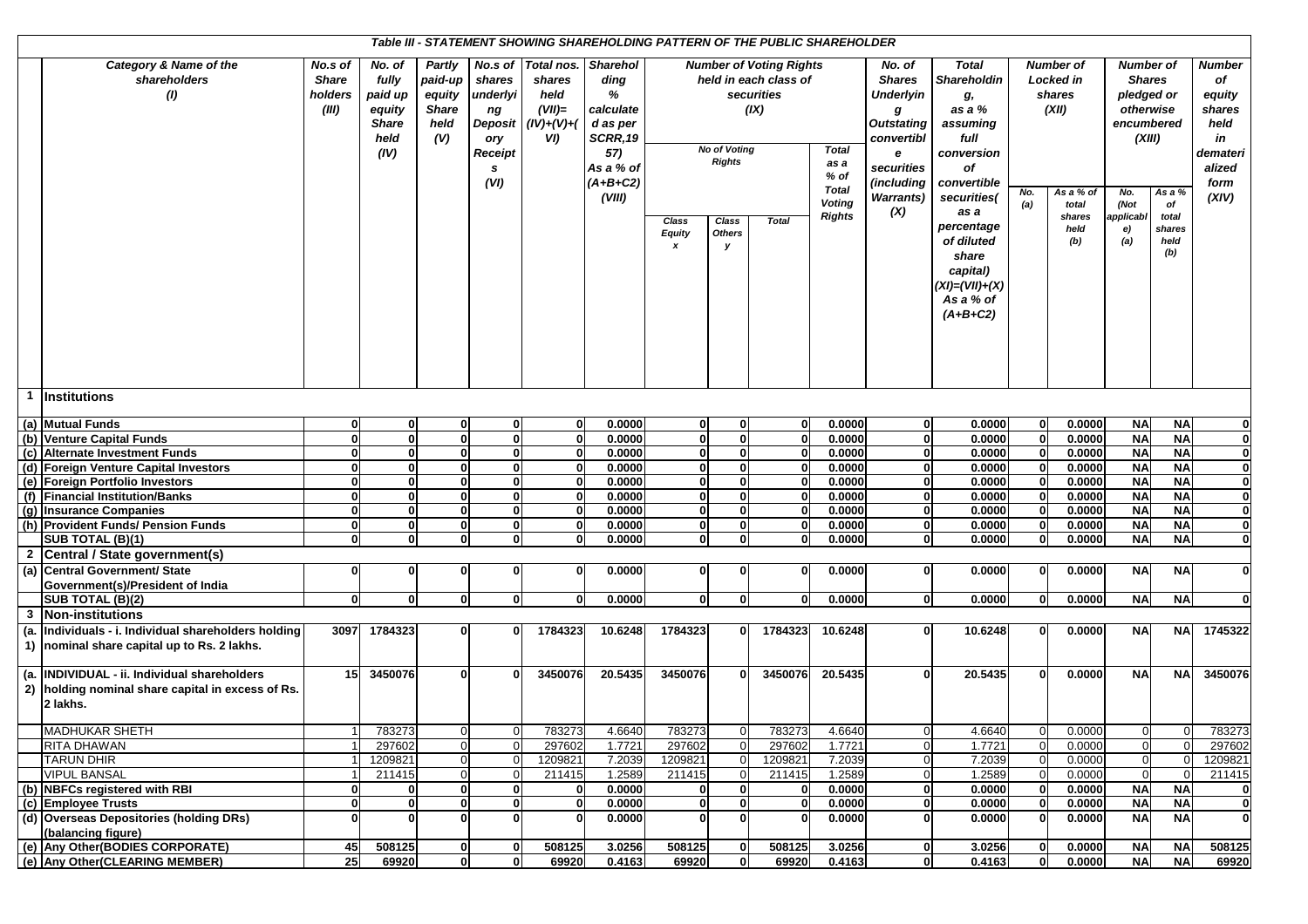# Table III - STATEMENT SHOWING SHAREHOLDING PATTERN OF THE PUBLIC SHAREHOLDER

| | Category & Name of the shareholders (I) | No.s of Share holders (III) | No. of fully paid up equity Share held (IV) | Partly paid-up equity Share held (V) | No.s of shares underlying Depository Receipts (VI) | Total nos. shares held (VII)= (IV)+(V)+(VI) | Shareholding % calculated as per SCRR,1957) As a % of (A+B+C2) (VIII) | Number of Voting Rights held in each class of securities (IX) | | | | No. of Shares Underlying Outstanding convertible securities (including Warrants) (X) | Total Shareholding, as a % assuming full conversion of convertible securities( as a percentage of diluted share capital) (XI)=(VII)+(X) As a % of (A+B+C2) | Number of Locked in shares (XII) | | Number of Shares pledged or otherwise encumbered (XIII) | | Number of equity shares held in dematerialized form (XIV) |
|---|---|---|---|---|---|---|---|---|---|---|---|---|---|---|---|---|---|---|
| | | | | | | | | No of Voting Rights | | | Total as a % of Total Voting Rights | | | No. (a) | As a % of total shares held (b) | No. (Not applicable) (a) | As a % of total shares held (b) | |
| | | | | | | | | Class Equity x | Class Others y | Total | | | | | | | | |
| 1 | **Institutions** | | | | | | | | | | | | | | | | | |
| (a) | **Mutual Funds** | 0 | 0 | 0 | 0 | 0 | 0.0000 | 0 | 0 | 0 | 0.0000 | 0 | 0.0000 | 0 | 0.0000 | NA | NA | 0 |
| (b) | **Venture Capital Funds** | 0 | 0 | 0 | 0 | 0 | 0.0000 | 0 | 0 | 0 | 0.0000 | 0 | 0.0000 | 0 | 0.0000 | NA | NA | 0 |
| (c) | **Alternate Investment Funds** | 0 | 0 | 0 | 0 | 0 | 0.0000 | 0 | 0 | 0 | 0.0000 | 0 | 0.0000 | 0 | 0.0000 | NA | NA | 0 |
| (d) | **Foreign Venture Capital Investors** | 0 | 0 | 0 | 0 | 0 | 0.0000 | 0 | 0 | 0 | 0.0000 | 0 | 0.0000 | 0 | 0.0000 | NA | NA | 0 |
| (e) | **Foreign Portfolio Investors** | 0 | 0 | 0 | 0 | 0 | 0.0000 | 0 | 0 | 0 | 0.0000 | 0 | 0.0000 | 0 | 0.0000 | NA | NA | 0 |
| (f) | **Financial Institution/Banks** | 0 | 0 | 0 | 0 | 0 | 0.0000 | 0 | 0 | 0 | 0.0000 | 0 | 0.0000 | 0 | 0.0000 | NA | NA | 0 |
| (g) | **Insurance Companies** | 0 | 0 | 0 | 0 | 0 | 0.0000 | 0 | 0 | 0 | 0.0000 | 0 | 0.0000 | 0 | 0.0000 | NA | NA | 0 |
| (h) | **Provident Funds/ Pension Funds** | 0 | 0 | 0 | 0 | 0 | 0.0000 | 0 | 0 | 0 | 0.0000 | 0 | 0.0000 | 0 | 0.0000 | NA | NA | 0 |
| | **SUB TOTAL (B)(1)** | 0 | 0 | 0 | 0 | 0 | 0.0000 | 0 | 0 | 0 | 0.0000 | 0 | 0.0000 | 0 | 0.0000 | NA | NA | 0 |
| 2 | **Central / State government(s)** | | | | | | | | | | | | | | | | | |
| (a) | **Central Government/ State Government(s)/President of India** | 0 | 0 | 0 | 0 | 0 | 0.0000 | 0 | 0 | 0 | 0.0000 | 0 | 0.0000 | 0 | 0.0000 | NA | NA | 0 |
| | **SUB TOTAL (B)(2)** | 0 | 0 | 0 | 0 | 0 | 0.0000 | 0 | 0 | 0 | 0.0000 | 0 | 0.0000 | 0 | 0.0000 | NA | NA | 0 |
| 3 | **Non-institutions** | | | | | | | | | | | | | | | | | |
| (a.1) | **Individuals - i. Individual shareholders holding nominal share capital up to Rs. 2 lakhs.** | 3097 | 1784323 | 0 | 0 | 1784323 | 10.6248 | 1784323 | 0 | 1784323 | 10.6248 | 0 | 10.6248 | 0 | 0.0000 | NA | NA | 1745322 |
| (a.2) | **INDIVIDUAL - ii. Individual shareholders holding nominal share capital in excess of Rs. 2 lakhs.** | 15 | 3450076 | 0 | 0 | 3450076 | 20.5435 | 3450076 | 0 | 3450076 | 20.5435 | 0 | 20.5435 | 0 | 0.0000 | NA | NA | 3450076 |
| | MADHUKAR SHETH | 1 | 783273 | 0 | 0 | 783273 | 4.6640 | 783273 | 0 | 783273 | 4.6640 | 0 | 4.6640 | 0 | 0.0000 | 0 | 0 | 783273 |
| | RITA DHAWAN | 1 | 297602 | 0 | 0 | 297602 | 1.7721 | 297602 | 0 | 297602 | 1.7721 | 0 | 1.7721 | 0 | 0.0000 | 0 | 0 | 297602 |
| | TARUN DHIR | 1 | 1209821 | 0 | 0 | 1209821 | 7.2039 | 1209821 | 0 | 1209821 | 7.2039 | 0 | 7.2039 | 0 | 0.0000 | 0 | 0 | 1209821 |
| | VIPUL BANSAL | 1 | 211415 | 0 | 0 | 211415 | 1.2589 | 211415 | 0 | 211415 | 1.2589 | 0 | 1.2589 | 0 | 0.0000 | 0 | 0 | 211415 |
| (b) | **NBFCs registered with RBI** | 0 | 0 | 0 | 0 | 0 | 0.0000 | 0 | 0 | 0 | 0.0000 | 0 | 0.0000 | 0 | 0.0000 | NA | NA | 0 |
| (c) | **Employee Trusts** | 0 | 0 | 0 | 0 | 0 | 0.0000 | 0 | 0 | 0 | 0.0000 | 0 | 0.0000 | 0 | 0.0000 | NA | NA | 0 |
| (d) | **Overseas Depositories (holding DRs) (balancing figure)** | 0 | 0 | 0 | 0 | 0 | 0.0000 | 0 | 0 | 0 | 0.0000 | 0 | 0.0000 | 0 | 0.0000 | NA | NA | 0 |
| (e) | **Any Other(BODIES CORPORATE)** | 45 | 508125 | 0 | 0 | 508125 | 3.0256 | 508125 | 0 | 508125 | 3.0256 | 0 | 3.0256 | 0 | 0.0000 | NA | NA | 508125 |
| (e) | **Any Other(CLEARING MEMBER)** | 25 | 69920 | 0 | 0 | 69920 | 0.4163 | 69920 | 0 | 69920 | 0.4163 | 0 | 0.4163 | 0 | 0.0000 | NA | NA | 69920 |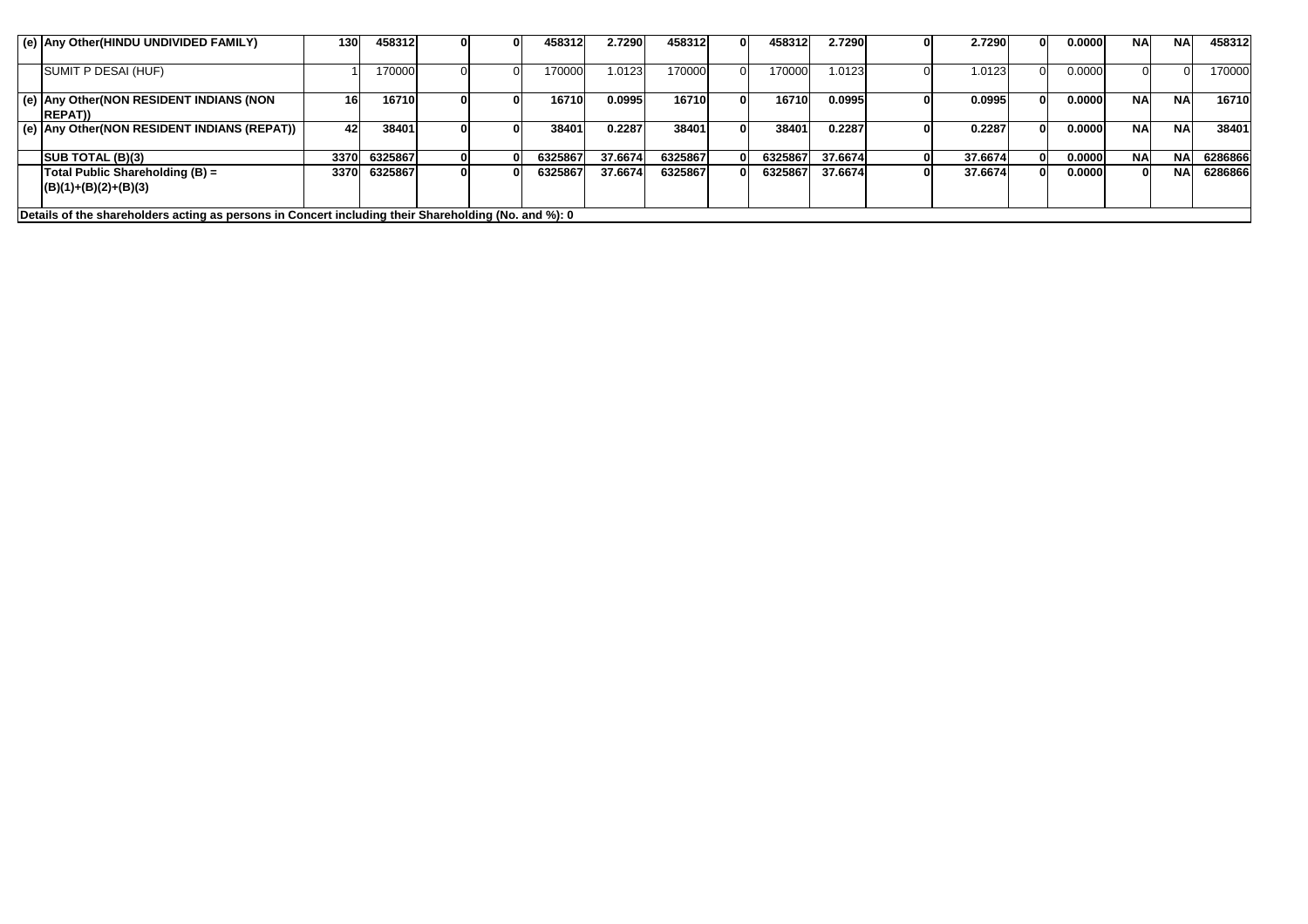| (e) | Any Other(HINDU UNDIVIDED FAMILY) | 130 | 458312 | 0 | 0 | 458312 | 2.7290 | 458312 | 0 | 458312 | 2.7290 | 0 | 2.7290 | 0 | 0.0000 | NA | NA | 458312 |
|---|---|---|---|---|---|---|---|---|---|---|---|---|---|---|---|---|---|---|
| | SUMIT P DESAI (HUF) | 1 | 170000 | 0 | 0 | 170000 | 1.0123 | 170000 | 0 | 170000 | 1.0123 | 0 | 1.0123 | 0 | 0.0000 | 0 | 0 | 170000 |
| (e) | Any Other(NON RESIDENT INDIANS (NON REPAT)) | 16 | 16710 | 0 | 0 | 16710 | 0.0995 | 16710 | 0 | 16710 | 0.0995 | 0 | 0.0995 | 0 | 0.0000 | NA | NA | 16710 |
| (e) | Any Other(NON RESIDENT INDIANS (REPAT)) | 42 | 38401 | 0 | 0 | 38401 | 0.2287 | 38401 | 0 | 38401 | 0.2287 | 0 | 0.2287 | 0 | 0.0000 | NA | NA | 38401 |
| | SUB TOTAL (B)(3) | 3370 | 6325867 | 0 | 0 | 6325867 | 37.6674 | 6325867 | 0 | 6325867 | 37.6674 | 0 | 37.6674 | 0 | 0.0000 | NA | NA | 6286866 |
| | Total Public Shareholding (B) = (B)(1)+(B)(2)+(B)(3) | 3370 | 6325867 | 0 | 0 | 6325867 | 37.6674 | 6325867 | 0 | 6325867 | 37.6674 | 0 | 37.6674 | 0 | 0.0000 | 0 | NA | 6286866 |

**Details of the shareholders acting as persons in Concert including their Shareholding (No. and %): 0**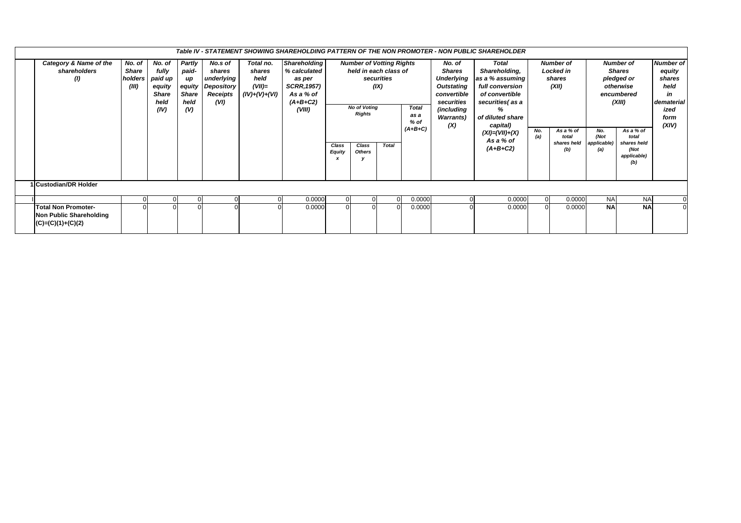### Table IV - STATEMENT SHOWING SHAREHOLDING PATTERN OF THE NON PROMOTER - NON PUBLIC SHAREHOLDER

| | Category & Name of the shareholders (I) | No. of Share holders (III) | No. of fully paid up equity Share held (IV) | Partly paid-up equity Share held (V) | No.s of shares underlying Depository Receipts (VI) | Total no. shares held (VII)= (IV)+(V)+(VI) | Shareholding % calculated as per SCRR,1957) As a % of (A+B+C2) (VIII) | Number of Votting Rights held in each class of securities (IX) | | | | No. of Shares Underlying Outstating convertible securities (including Warrants) (X) | Total Shareholding, as a % assuming full conversion of convertible securities( as a % of diluted share capital) (XI)=(VII)+(X) As a % of (A+B+C2) | Number of Locked in shares (XII) | | Number of Shares pledged or otherwise encumbered (XIII) | | Number of equity shares held in dematerialized form (XIV) |
|---|---|---|---|---|---|---|---|---|---|---|---|---|---|---|---|---|---|---|
| | | | | | | | | No of Voting Rights | | | Total as a % of (A+B+C) | | | No. (a) | As a % of total shares held (b) | No. (Not applicable) (a) | As a % of total shares held (Not applicable) (b) | |
| | | | | | | | | Class Equity x | Class Others y | Total | | | | | | | | |
| 1 | **Custodian/DR Holder** | | | | | | | | | | | | | | | | | |
| i | | 0 | 0 | 0 | 0 | 0 | 0.0000 | 0 | 0 | 0 | 0.0000 | 0 | 0.0000 | 0 | 0.0000 | NA | NA | 0 |
| | **Total Non Promoter- Non Public Shareholding (C)=(C)(1)+(C)(2)** | 0 | 0 | 0 | 0 | 0 | 0.0000 | 0 | 0 | 0 | 0.0000 | 0 | 0.0000 | 0 | 0.0000 | **NA** | **NA** | 0 |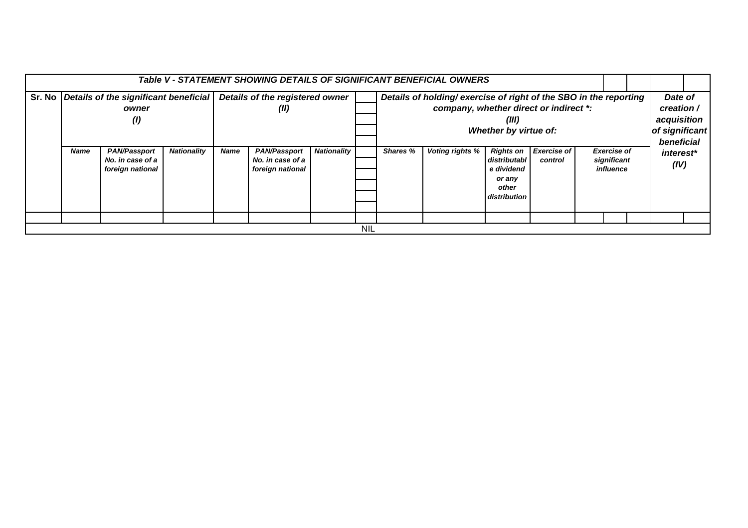**Table V - STATEMENT SHOWING DETAILS OF SIGNIFICANT BENEFICIAL OWNERS**

| Sr. No | *Details of the significant beneficial owner (I)* | | | *Details of the registered owner (II)* | | | *Details of holding/ exercise of right of the SBO in the reporting company, whether direct or indirect \*: (III) Whether by virtue of:* | | | | | *Date of creation / acquisition of significant beneficial interest\* (IV)* |
|---|---|---|---|---|---|---|---|---|---|---|---|---|
| | *Name* | *PAN/Passport No. in case of a foreign national* | *Nationality* | *Name* | *PAN/Passport No. in case of a foreign national* | *Nationality* | *Shares %* | *Voting rights %* | *Rights on distributable dividend or any other distribution* | *Exercise of control* | *Exercise of significant influence* | |
| | | | | | | | | | | | | |
| NIL | | | | | | | | | | | | |